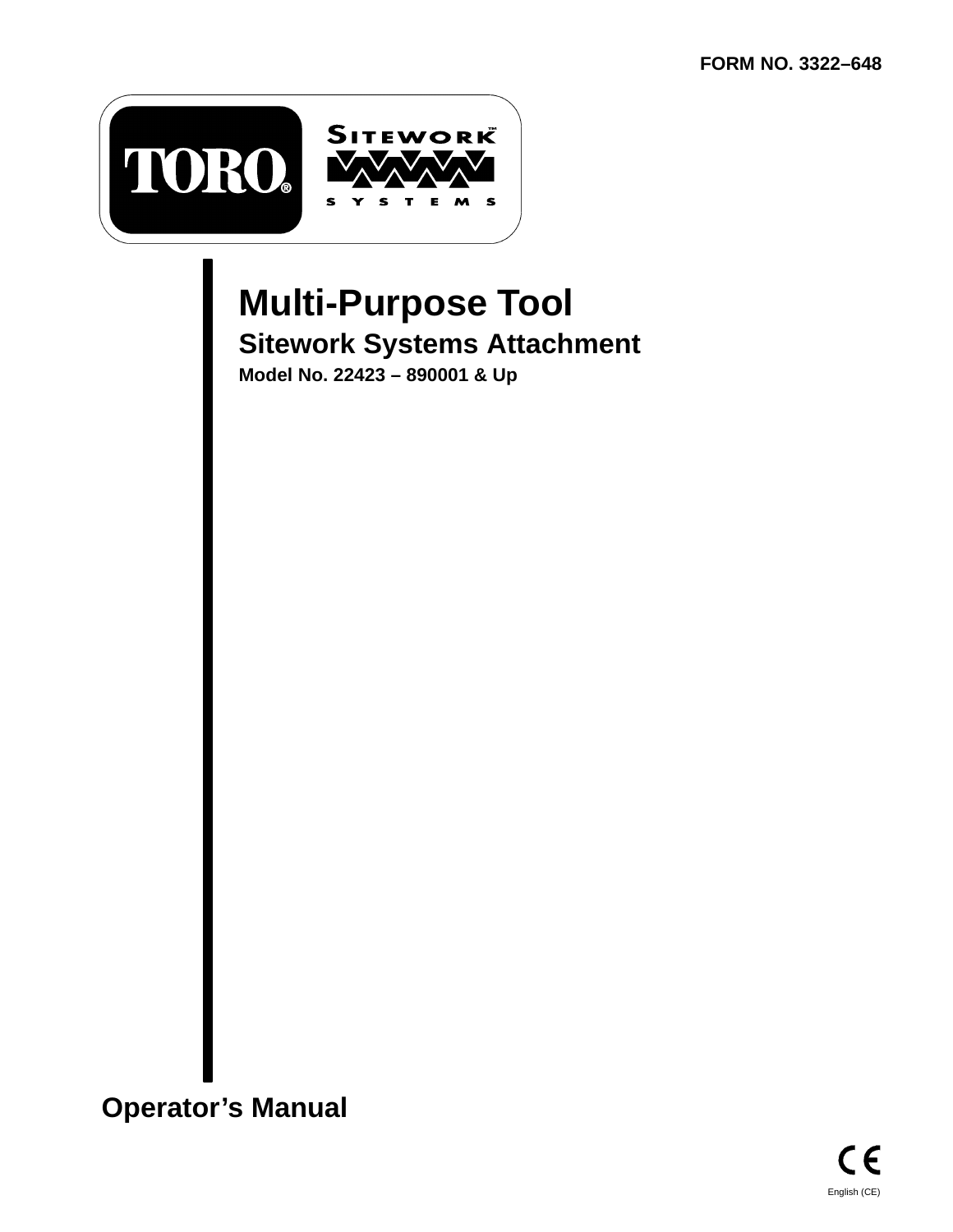FORM NO. 3322–648

TORO®

SITEWORK™ SYSTEMS

# Multi-Purpose Tool

## Sitework Systems Attachment

**Model No. 22423 – 890001 & Up**

## Operator's Manual

CE

English (CE)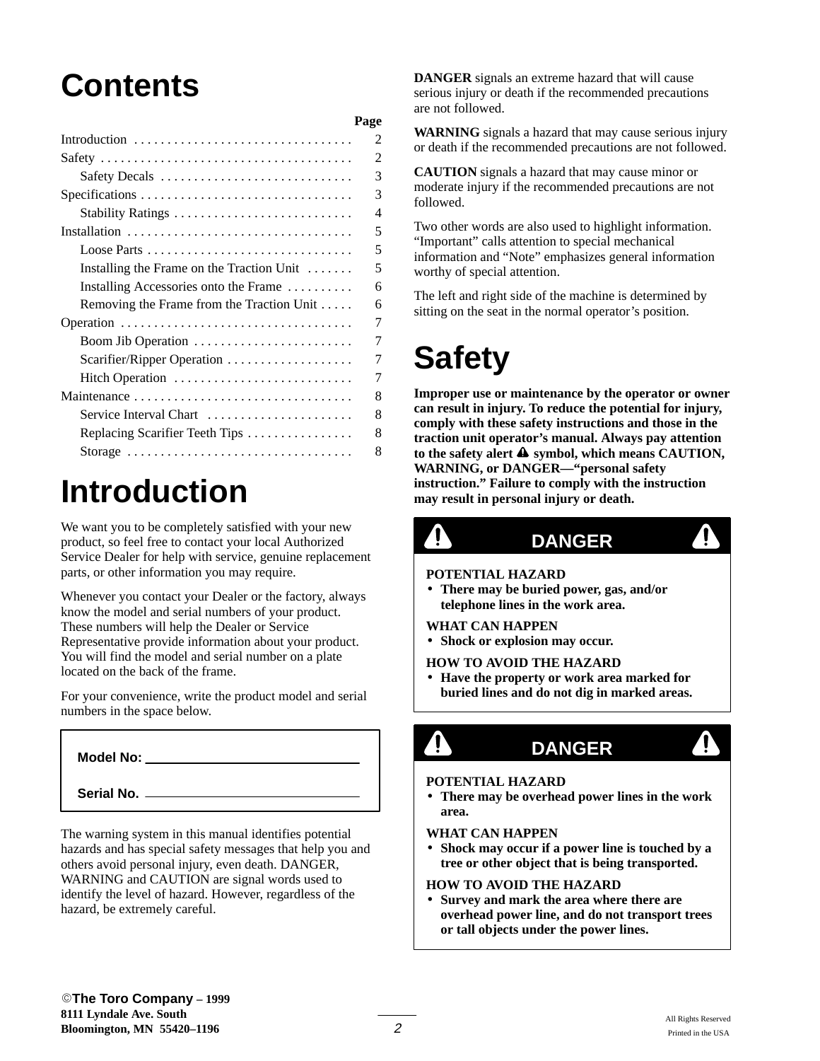# Contents

| | Page |
|---|---|
| Introduction | 2 |
| Safety | 2 |
| Safety Decals | 3 |
| Specifications | 3 |
| Stability Ratings | 4 |
| Installation | 5 |
| Loose Parts | 5 |
| Installing the Frame on the Traction Unit | 5 |
| Installing Accessories onto the Frame | 6 |
| Removing the Frame from the Traction Unit | 6 |
| Operation | 7 |
| Boom Jib Operation | 7 |
| Scarifier/Ripper Operation | 7 |
| Hitch Operation | 7 |
| Maintenance | 8 |
| Service Interval Chart | 8 |
| Replacing Scarifier Teeth Tips | 8 |
| Storage | 8 |

# Introduction

We want you to be completely satisfied with your new product, so feel free to contact your local Authorized Service Dealer for help with service, genuine replacement parts, or other information you may require.

Whenever you contact your Dealer or the factory, always know the model and serial numbers of your product. These numbers will help the Dealer or Service Representative provide information about your product. You will find the model and serial number on a plate located on the back of the frame.

For your convenience, write the product model and serial numbers in the space below.

**Model No:** ______________________________

**Serial No.** ______________________________

The warning system in this manual identifies potential hazards and has special safety messages that help you and others avoid personal injury, even death. DANGER, WARNING and CAUTION are signal words used to identify the level of hazard. However, regardless of the hazard, be extremely careful.

**DANGER** signals an extreme hazard that will cause serious injury or death if the recommended precautions are not followed.

**WARNING** signals a hazard that may cause serious injury or death if the recommended precautions are not followed.

**CAUTION** signals a hazard that may cause minor or moderate injury if the recommended precautions are not followed.

Two other words are also used to highlight information. “Important” calls attention to special mechanical information and “Note” emphasizes general information worthy of special attention.

The left and right side of the machine is determined by sitting on the seat in the normal operator’s position.

# Safety

**Improper use or maintenance by the operator or owner can result in injury. To reduce the potential for injury, comply with these safety instructions and those in the traction unit operator’s manual. Always pay attention to the safety alert ⚠ symbol, which means CAUTION, WARNING, or DANGER—“personal safety instruction.” Failure to comply with the instruction may result in personal injury or death.**

**DANGER**

**POTENTIAL HAZARD**
- **There may be buried power, gas, and/or telephone lines in the work area.**

**WHAT CAN HAPPEN**
- **Shock or explosion may occur.**

**HOW TO AVOID THE HAZARD**
- **Have the property or work area marked for buried lines and do not dig in marked areas.**

**DANGER**

**POTENTIAL HAZARD**
- **There may be overhead power lines in the work area.**

**WHAT CAN HAPPEN**
- **Shock may occur if a power line is touched by a tree or other object that is being transported.**

**HOW TO AVOID THE HAZARD**
- **Survey and mark the area where there are overhead power line, and do not transport trees or tall objects under the power lines.**

©**The Toro Company – 1999**
**8111 Lyndale Ave. South**
**Bloomington, MN 55420–1196**

All Rights Reserved
Printed in the USA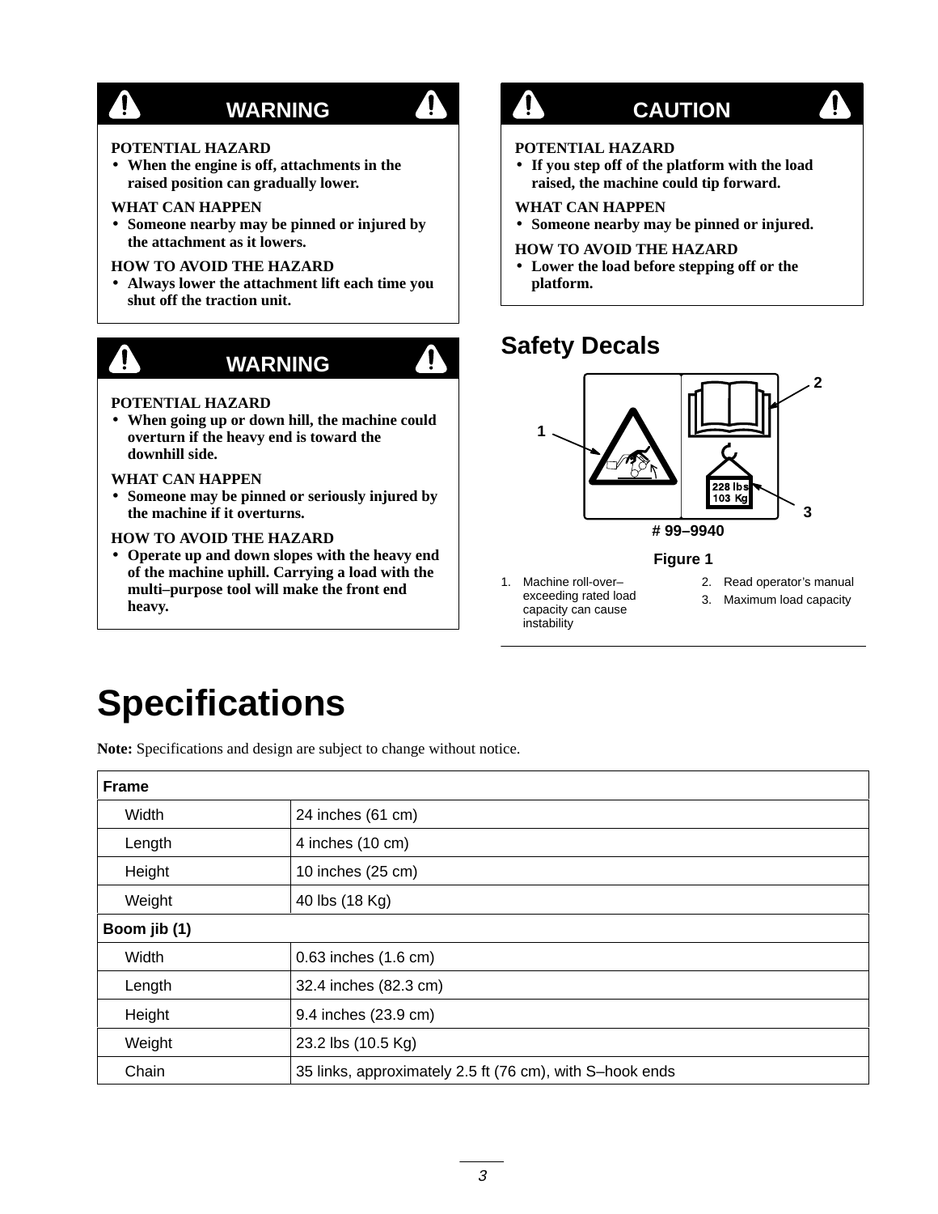> **WARNING**
>
> POTENTIAL HAZARD
> - **When the engine is off, attachments in the raised position can gradually lower.**
>
> WHAT CAN HAPPEN
> - **Someone nearby may be pinned or injured by the attachment as it lowers.**
>
> HOW TO AVOID THE HAZARD
> - **Always lower the attachment lift each time you shut off the traction unit.**

> **WARNING**
>
> POTENTIAL HAZARD
> - **When going up or down hill, the machine could overturn if the heavy end is toward the downhill side.**
>
> WHAT CAN HAPPEN
> - **Someone may be pinned or seriously injured by the machine if it overturns.**
>
> HOW TO AVOID THE HAZARD
> - **Operate up and down slopes with the heavy end of the machine uphill. Carrying a load with the multi–purpose tool will make the front end heavy.**

> **CAUTION**
>
> POTENTIAL HAZARD
> - **If you step off of the platform with the load raised, the machine could tip forward.**
>
> WHAT CAN HAPPEN
> - **Someone nearby may be pinned or injured.**
>
> HOW TO AVOID THE HAZARD
> - **Lower the load before stepping off or the platform.**

## Safety Decals

228 lbs
103 Kg

# 99–9940

**Figure 1**

1. Machine roll-over–exceeding rated load capacity can cause instability
2. Read operator's manual
3. Maximum load capacity

# Specifications

**Note:** Specifications and design are subject to change without notice.

| **Frame** | |
|---|---|
| Width | 24 inches (61 cm) |
| Length | 4 inches (10 cm) |
| Height | 10 inches (25 cm) |
| Weight | 40 lbs (18 Kg) |
| **Boom jib (1)** | |
| Width | 0.63 inches (1.6 cm) |
| Length | 32.4 inches (82.3 cm) |
| Height | 9.4 inches (23.9 cm) |
| Weight | 23.2 lbs (10.5 Kg) |
| Chain | 35 links, approximately 2.5 ft (76 cm), with S–hook ends |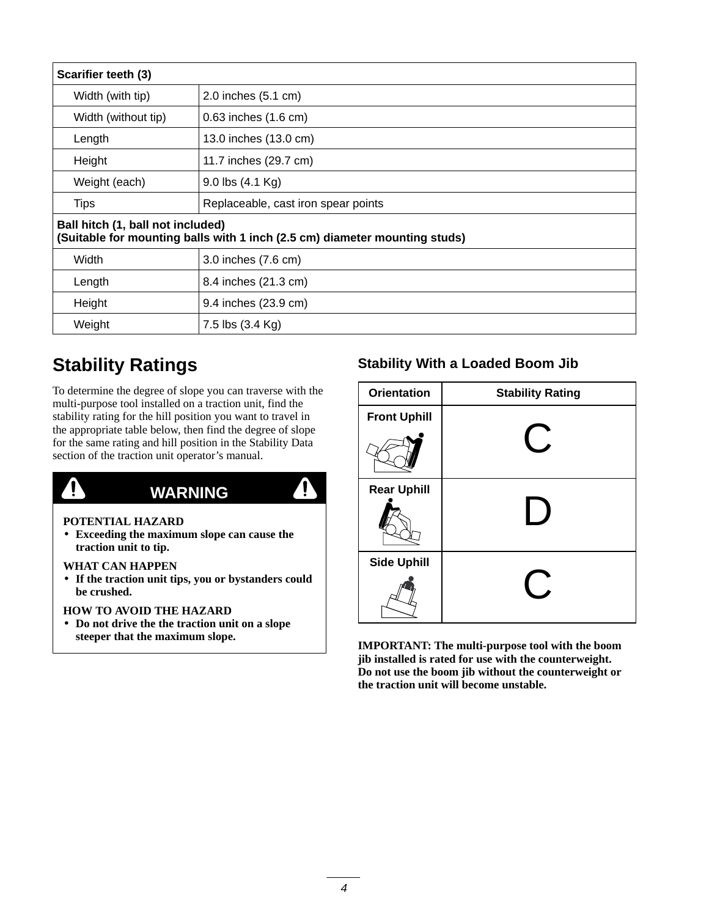| Scarifier teeth (3) | |
| --- | --- |
| Width (with tip) | 2.0 inches (5.1 cm) |
| Width (without tip) | 0.63 inches (1.6 cm) |
| Length | 13.0 inches (13.0 cm) |
| Height | 11.7 inches (29.7 cm) |
| Weight (each) | 9.0 lbs (4.1 Kg) |
| Tips | Replaceable, cast iron spear points |
| **Ball hitch (1, ball not included) (Suitable for mounting balls with 1 inch (2.5 cm) diameter mounting studs)** | |
| Width | 3.0 inches (7.6 cm) |
| Length | 8.4 inches (21.3 cm) |
| Height | 9.4 inches (23.9 cm) |
| Weight | 7.5 lbs (3.4 Kg) |

## Stability Ratings

To determine the degree of slope you can traverse with the multi-purpose tool installed on a traction unit, find the stability rating for the hill position you want to travel in the appropriate table below, then find the degree of slope for the same rating and hill position in the Stability Data section of the traction unit operator's manual.

**WARNING**

**POTENTIAL HAZARD**

- **Exceeding the maximum slope can cause the traction unit to tip.**

**WHAT CAN HAPPEN**

- **If the traction unit tips, you or bystanders could be crushed.**

**HOW TO AVOID THE HAZARD**

- **Do not drive the the traction unit on a slope steeper that the maximum slope.**

### Stability With a Loaded Boom Jib

| Orientation | Stability Rating |
| --- | --- |
| Front Uphill | C |
| Rear Uphill | D |
| Side Uphill | C |

**IMPORTANT: The multi-purpose tool with the boom jib installed is rated for use with the counterweight. Do not use the boom jib without the counterweight or the traction unit will become unstable.**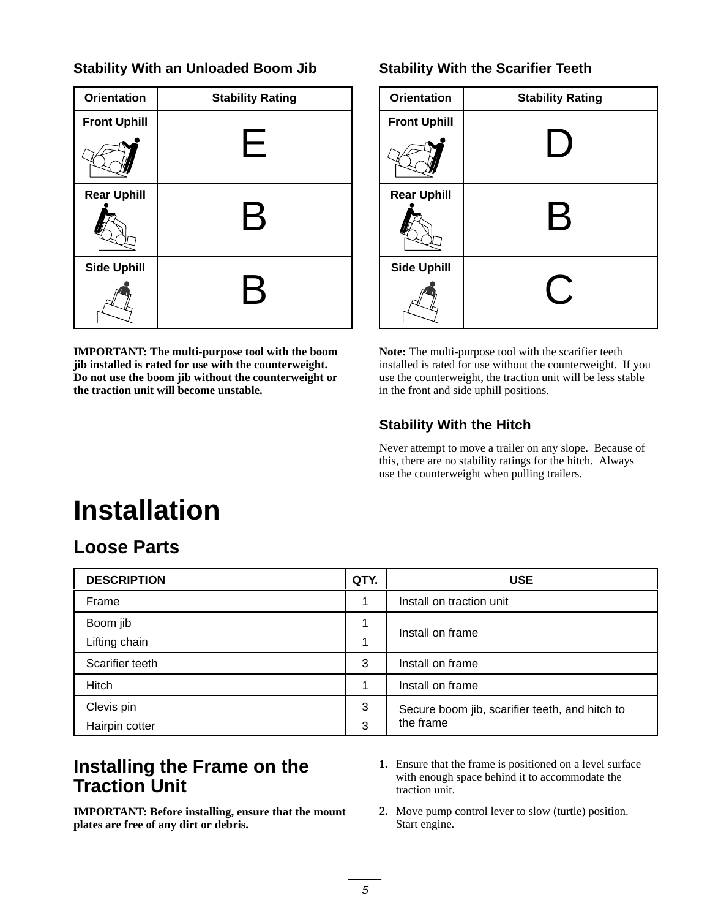### Stability With an Unloaded Boom Jib

| Orientation | Stability Rating |
|---|---|
| Front Uphill | E |
| Rear Uphill | B |
| Side Uphill | B |

**IMPORTANT: The multi-purpose tool with the boom jib installed is rated for use with the counterweight. Do not use the boom jib without the counterweight or the traction unit will become unstable.**

### Stability With the Scarifier Teeth

| Orientation | Stability Rating |
|---|---|
| Front Uphill | D |
| Rear Uphill | B |
| Side Uphill | C |

**Note:** The multi-purpose tool with the scarifier teeth installed is rated for use without the counterweight. If you use the counterweight, the traction unit will be less stable in the front and side uphill positions.

### Stability With the Hitch

Never attempt to move a trailer on any slope. Because of this, there are no stability ratings for the hitch. Always use the counterweight when pulling trailers.

# Installation

## Loose Parts

| DESCRIPTION | QTY. | USE |
|---|---|---|
| Frame | 1 | Install on traction unit |
| Boom jib<br>Lifting chain | 1<br>1 | Install on frame |
| Scarifier teeth | 3 | Install on frame |
| Hitch | 1 | Install on frame |
| Clevis pin<br>Hairpin cotter | 3<br>3 | Secure boom jib, scarifier teeth, and hitch to the frame |

## Installing the Frame on the Traction Unit

**IMPORTANT: Before installing, ensure that the mount plates are free of any dirt or debris.**

1. Ensure that the frame is positioned on a level surface with enough space behind it to accommodate the traction unit.
2. Move pump control lever to slow (turtle) position. Start engine.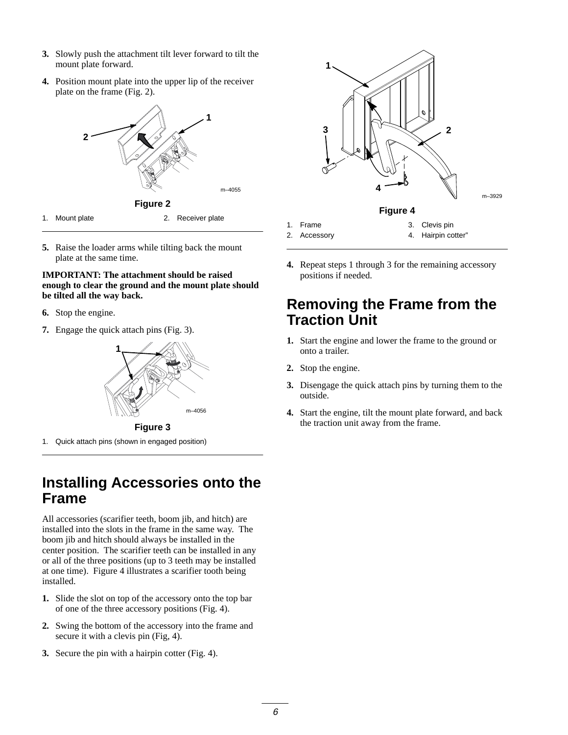3. Slowly push the attachment tilt lever forward to tilt the mount plate forward.

4. Position mount plate into the upper lip of the receiver plate on the frame (Fig. 2).

**Figure 2**

1. Mount plate
2. Receiver plate

5. Raise the loader arms while tilting back the mount plate at the same time.

**IMPORTANT: The attachment should be raised enough to clear the ground and the mount plate should be tilted all the way back.**

6. Stop the engine.

7. Engage the quick attach pins (Fig. 3).

**Figure 3**

1. Quick attach pins (shown in engaged position)

## Installing Accessories onto the Frame

All accessories (scarifier teeth, boom jib, and hitch) are installed into the slots in the frame in the same way. The boom jib and hitch should always be installed in the center position. The scarifier teeth can be installed in any or all of the three positions (up to 3 teeth may be installed at one time). Figure 4 illustrates a scarifier tooth being installed.

1. Slide the slot on top of the accessory onto the top bar of one of the three accessory positions (Fig. 4).

2. Swing the bottom of the accessory into the frame and secure it with a clevis pin (Fig, 4).

3. Secure the pin with a hairpin cotter (Fig. 4).

**Figure 4**

1. Frame
2. Accessory
3. Clevis pin
4. Hairpin cotter"

4. Repeat steps 1 through 3 for the remaining accessory positions if needed.

## Removing the Frame from the Traction Unit

1. Start the engine and lower the frame to the ground or onto a trailer.

2. Stop the engine.

3. Disengage the quick attach pins by turning them to the outside.

4. Start the engine, tilt the mount plate forward, and back the traction unit away from the frame.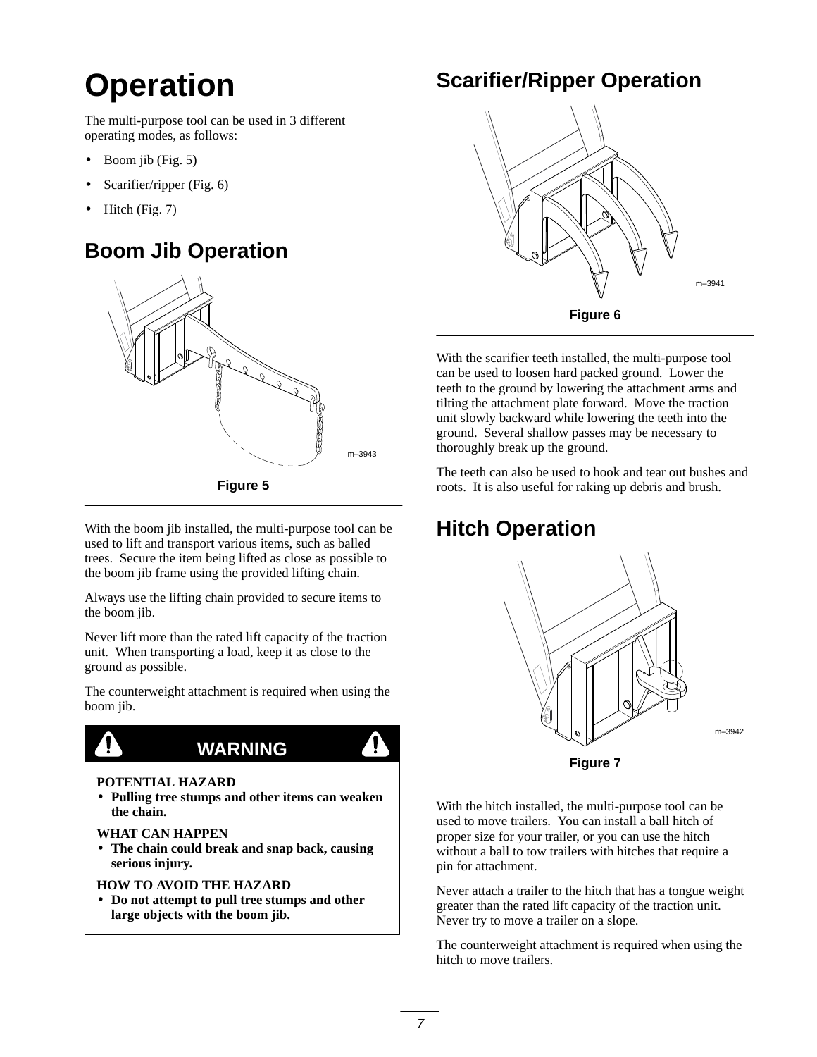# Operation

The multi-purpose tool can be used in 3 different operating modes, as follows:

- Boom jib (Fig. 5)
- Scarifier/ripper (Fig. 6)
- Hitch (Fig. 7)

## Boom Jib Operation

m–3943

Figure 5

With the boom jib installed, the multi-purpose tool can be used to lift and transport various items, such as balled trees. Secure the item being lifted as close as possible to the boom jib frame using the provided lifting chain.

Always use the lifting chain provided to secure items to the boom jib.

Never lift more than the rated lift capacity of the traction unit. When transporting a load, keep it as close to the ground as possible.

The counterweight attachment is required when using the boom jib.

**WARNING**

**POTENTIAL HAZARD**

- **Pulling tree stumps and other items can weaken the chain.**

**WHAT CAN HAPPEN**

- **The chain could break and snap back, causing serious injury.**

**HOW TO AVOID THE HAZARD**

- **Do not attempt to pull tree stumps and other large objects with the boom jib.**

## Scarifier/Ripper Operation

m–3941

Figure 6

With the scarifier teeth installed, the multi-purpose tool can be used to loosen hard packed ground. Lower the teeth to the ground by lowering the attachment arms and tilting the attachment plate forward. Move the traction unit slowly backward while lowering the teeth into the ground. Several shallow passes may be necessary to thoroughly break up the ground.

The teeth can also be used to hook and tear out bushes and roots. It is also useful for raking up debris and brush.

## Hitch Operation

m–3942

Figure 7

With the hitch installed, the multi-purpose tool can be used to move trailers. You can install a ball hitch of proper size for your trailer, or you can use the hitch without a ball to tow trailers with hitches that require a pin for attachment.

Never attach a trailer to the hitch that has a tongue weight greater than the rated lift capacity of the traction unit. Never try to move a trailer on a slope.

The counterweight attachment is required when using the hitch to move trailers.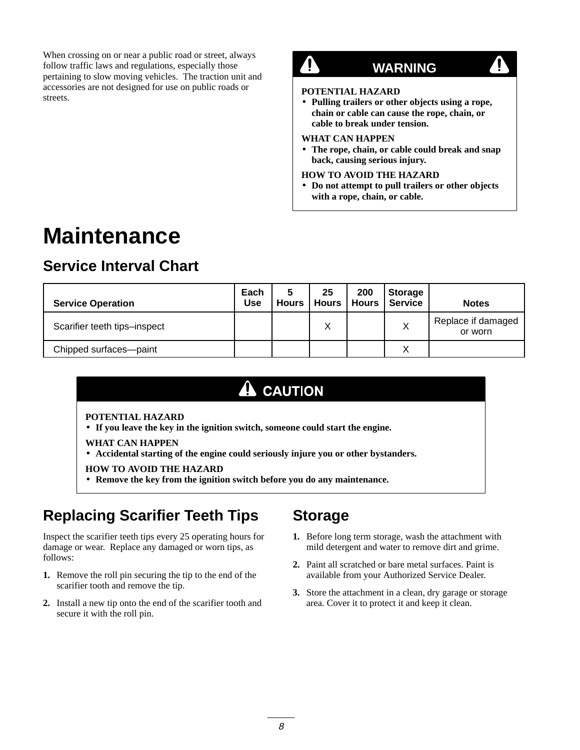When crossing on or near a public road or street, always follow traffic laws and regulations, especially those pertaining to slow moving vehicles. The traction unit and accessories are not designed for use on public roads or streets.

**WARNING**

**POTENTIAL HAZARD**

- **Pulling trailers or other objects using a rope, chain or cable can cause the rope, chain, or cable to break under tension.**

**WHAT CAN HAPPEN**

- **The rope, chain, or cable could break and snap back, causing serious injury.**

**HOW TO AVOID THE HAZARD**

- **Do not attempt to pull trailers or other objects with a rope, chain, or cable.**

# Maintenance

## Service Interval Chart

| Service Operation | Each Use | 5 Hours | 25 Hours | 200 Hours | Storage Service | Notes |
|---|---|---|---|---|---|---|
| Scarifier teeth tips–inspect | | | X | | X | Replace if damaged or worn |
| Chipped surfaces—paint | | | | | X | |

**CAUTION**

**POTENTIAL HAZARD**

- **If you leave the key in the ignition switch, someone could start the engine.**

**WHAT CAN HAPPEN**

- **Accidental starting of the engine could seriously injure you or other bystanders.**

**HOW TO AVOID THE HAZARD**

- **Remove the key from the ignition switch before you do any maintenance.**

## Replacing Scarifier Teeth Tips

Inspect the scarifier teeth tips every 25 operating hours for damage or wear. Replace any damaged or worn tips, as follows:

1. Remove the roll pin securing the tip to the end of the scarifier tooth and remove the tip.
2. Install a new tip onto the end of the scarifier tooth and secure it with the roll pin.

## Storage

1. Before long term storage, wash the attachment with mild detergent and water to remove dirt and grime.
2. Paint all scratched or bare metal surfaces. Paint is available from your Authorized Service Dealer.
3. Store the attachment in a clean, dry garage or storage area. Cover it to protect it and keep it clean.